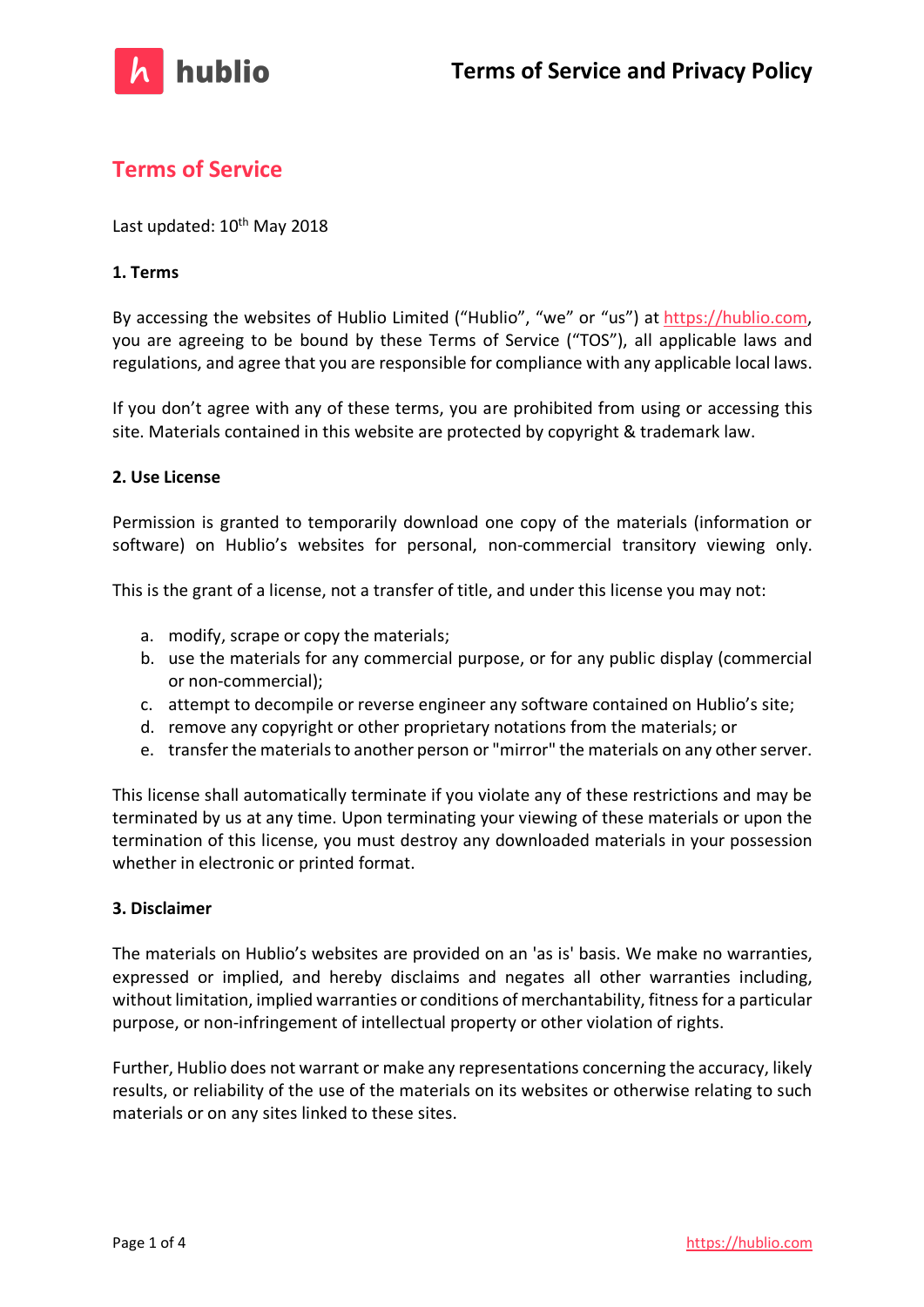# Terms of Service and Privacy Policy

## Terms of Service

Last updated: 10th May 2018

**1. Terms**

By accessing the websites of Hublio Limited ("Hublio", "we" or "us") at https://hublio.com, you are agreeing to be bound by these Terms of Service ("TOS"), all applicable laws and regulations, and agree that you are responsible for compliance with any applicable local laws.

If you don't agree with any of these terms, you are prohibited from using or accessing this site. Materials contained in this website are protected by copyright & trademark law.

**2. Use License**

Permission is granted to temporarily download one copy of the materials (information or software) on Hublio's websites for personal, non-commercial transitory viewing only.

This is the grant of a license, not a transfer of title, and under this license you may not:

a. modify, scrape or copy the materials;
b. use the materials for any commercial purpose, or for any public display (commercial or non-commercial);
c. attempt to decompile or reverse engineer any software contained on Hublio's site;
d. remove any copyright or other proprietary notations from the materials; or
e. transfer the materials to another person or "mirror" the materials on any other server.

This license shall automatically terminate if you violate any of these restrictions and may be terminated by us at any time. Upon terminating your viewing of these materials or upon the termination of this license, you must destroy any downloaded materials in your possession whether in electronic or printed format.

**3. Disclaimer**

The materials on Hublio's websites are provided on an 'as is' basis. We make no warranties, expressed or implied, and hereby disclaims and negates all other warranties including, without limitation, implied warranties or conditions of merchantability, fitness for a particular purpose, or non-infringement of intellectual property or other violation of rights.

Further, Hublio does not warrant or make any representations concerning the accuracy, likely results, or reliability of the use of the materials on its websites or otherwise relating to such materials or on any sites linked to these sites.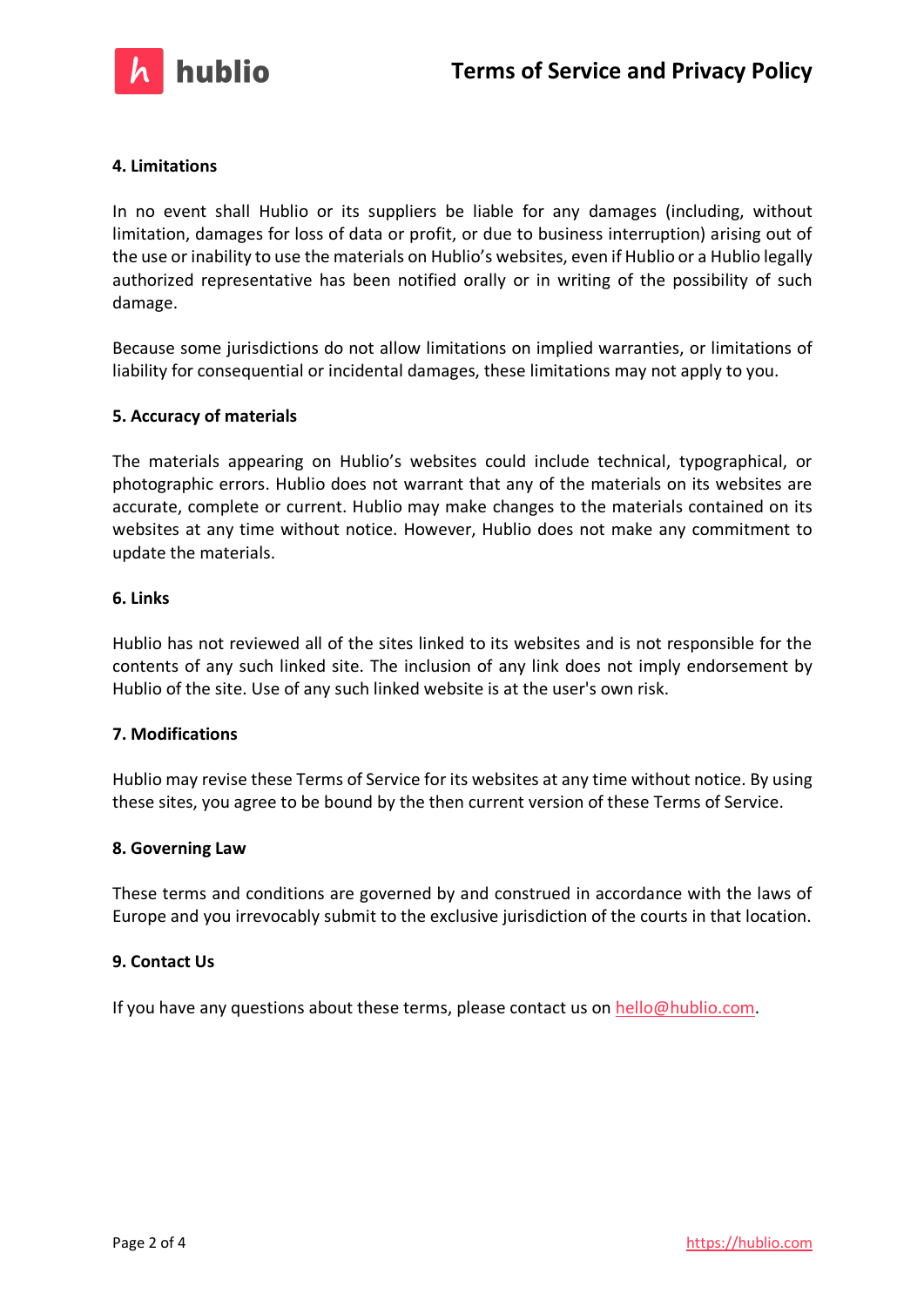#### 4. Limitations

In no event shall Hublio or its suppliers be liable for any damages (including, without limitation, damages for loss of data or profit, or due to business interruption) arising out of the use or inability to use the materials on Hublio's websites, even if Hublio or a Hublio legally authorized representative has been notified orally or in writing of the possibility of such damage.

Because some jurisdictions do not allow limitations on implied warranties, or limitations of liability for consequential or incidental damages, these limitations may not apply to you.

#### 5. Accuracy of materials

The materials appearing on Hublio's websites could include technical, typographical, or photographic errors. Hublio does not warrant that any of the materials on its websites are accurate, complete or current. Hublio may make changes to the materials contained on its websites at any time without notice. However, Hublio does not make any commitment to update the materials.

#### 6. Links

Hublio has not reviewed all of the sites linked to its websites and is not responsible for the contents of any such linked site. The inclusion of any link does not imply endorsement by Hublio of the site. Use of any such linked website is at the user's own risk.

#### 7. Modifications

Hublio may revise these Terms of Service for its websites at any time without notice. By using these sites, you agree to be bound by the then current version of these Terms of Service.

#### 8. Governing Law

These terms and conditions are governed by and construed in accordance with the laws of Europe and you irrevocably submit to the exclusive jurisdiction of the courts in that location.

#### 9. Contact Us

If you have any questions about these terms, please contact us on hello@hublio.com.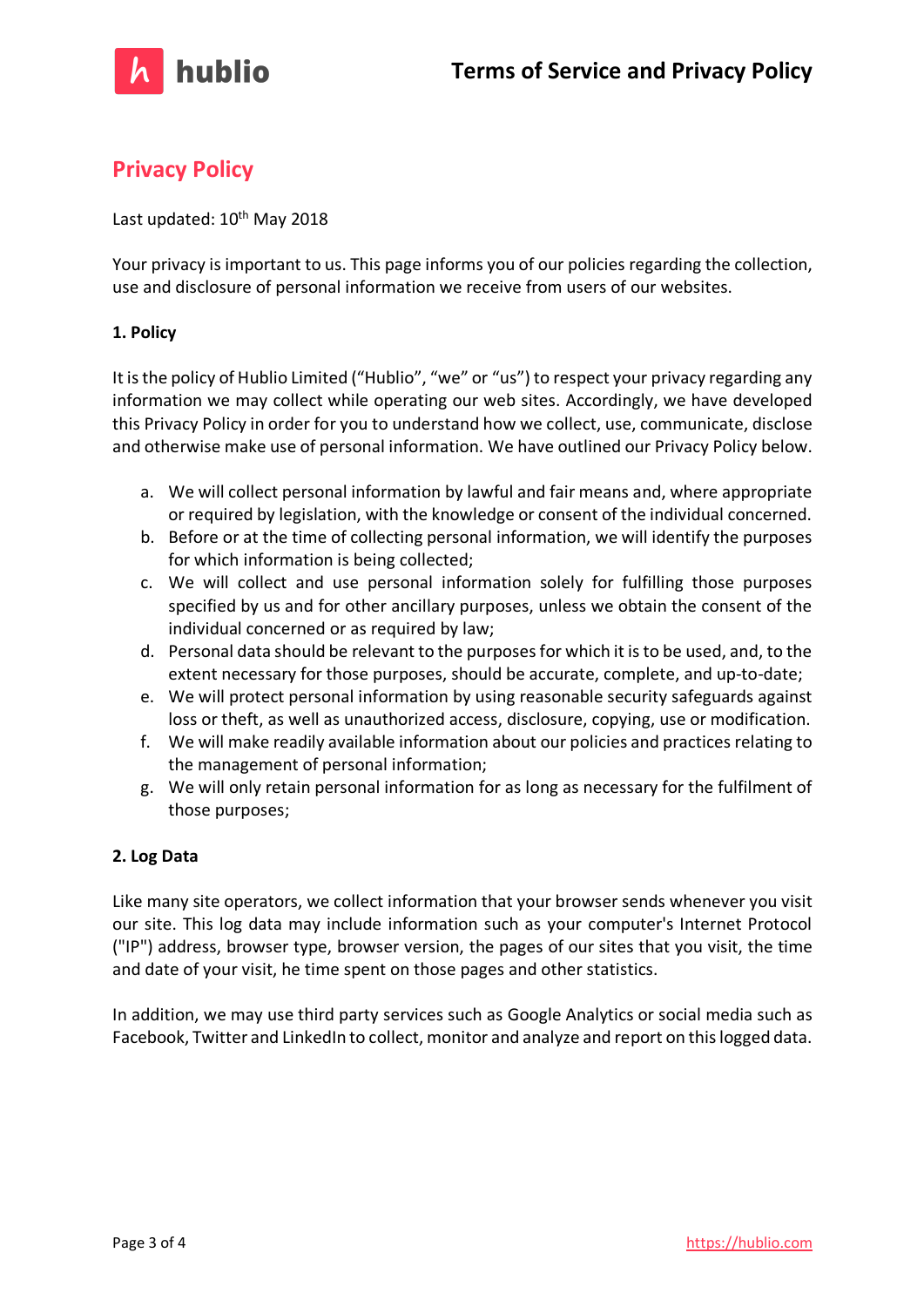## Privacy Policy

Last updated: 10th May 2018

Your privacy is important to us. This page informs you of our policies regarding the collection, use and disclosure of personal information we receive from users of our websites.

**1. Policy**

It is the policy of Hublio Limited ("Hublio", "we" or "us") to respect your privacy regarding any information we may collect while operating our web sites. Accordingly, we have developed this Privacy Policy in order for you to understand how we collect, use, communicate, disclose and otherwise make use of personal information. We have outlined our Privacy Policy below.

a. We will collect personal information by lawful and fair means and, where appropriate or required by legislation, with the knowledge or consent of the individual concerned.
b. Before or at the time of collecting personal information, we will identify the purposes for which information is being collected;
c. We will collect and use personal information solely for fulfilling those purposes specified by us and for other ancillary purposes, unless we obtain the consent of the individual concerned or as required by law;
d. Personal data should be relevant to the purposes for which it is to be used, and, to the extent necessary for those purposes, should be accurate, complete, and up-to-date;
e. We will protect personal information by using reasonable security safeguards against loss or theft, as well as unauthorized access, disclosure, copying, use or modification.
f. We will make readily available information about our policies and practices relating to the management of personal information;
g. We will only retain personal information for as long as necessary for the fulfilment of those purposes;

**2. Log Data**

Like many site operators, we collect information that your browser sends whenever you visit our site. This log data may include information such as your computer's Internet Protocol ("IP") address, browser type, browser version, the pages of our sites that you visit, the time and date of your visit, he time spent on those pages and other statistics.

In addition, we may use third party services such as Google Analytics or social media such as Facebook, Twitter and LinkedIn to collect, monitor and analyze and report on this logged data.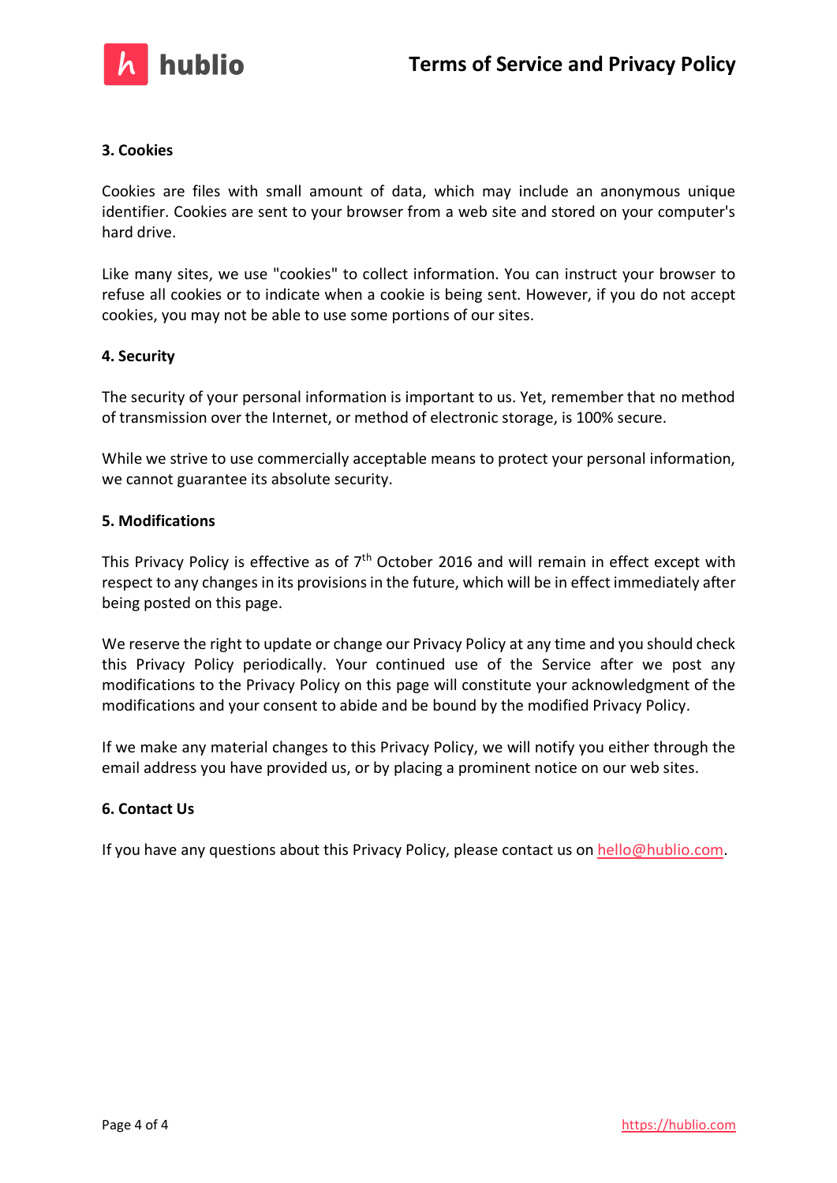### 3. Cookies

Cookies are files with small amount of data, which may include an anonymous unique identifier. Cookies are sent to your browser from a web site and stored on your computer's hard drive.

Like many sites, we use "cookies" to collect information. You can instruct your browser to refuse all cookies or to indicate when a cookie is being sent. However, if you do not accept cookies, you may not be able to use some portions of our sites.

### 4. Security

The security of your personal information is important to us. Yet, remember that no method of transmission over the Internet, or method of electronic storage, is 100% secure.

While we strive to use commercially acceptable means to protect your personal information, we cannot guarantee its absolute security.

### 5. Modifications

This Privacy Policy is effective as of 7th October 2016 and will remain in effect except with respect to any changes in its provisions in the future, which will be in effect immediately after being posted on this page.

We reserve the right to update or change our Privacy Policy at any time and you should check this Privacy Policy periodically. Your continued use of the Service after we post any modifications to the Privacy Policy on this page will constitute your acknowledgment of the modifications and your consent to abide and be bound by the modified Privacy Policy.

If we make any material changes to this Privacy Policy, we will notify you either through the email address you have provided us, or by placing a prominent notice on our web sites.

### 6. Contact Us

If you have any questions about this Privacy Policy, please contact us on hello@hublio.com.